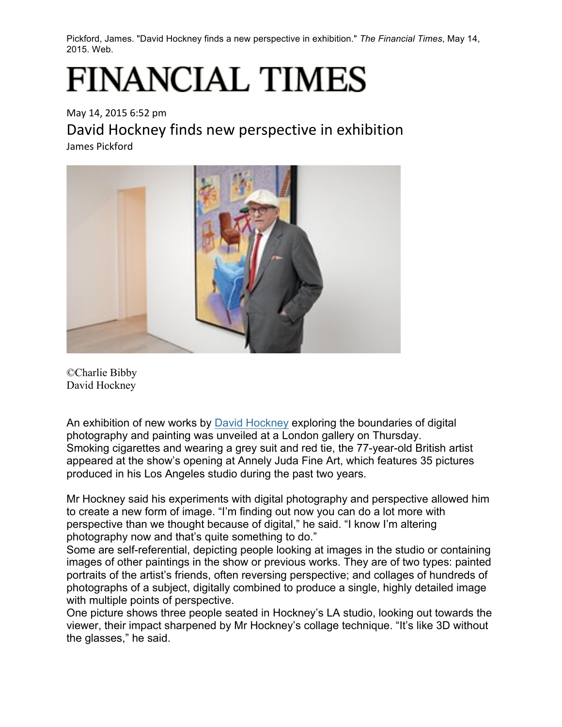Pickford, James. "David Hockney finds a new perspective in exhibition." *The Financial Times*, May 14, 2015. Web.

# FINANCIAL TIMES

May 14, 2015 6:52 pm

## David Hockney finds new perspective in exhibition

James Pickford

©Charlie Bibby
David Hockney

An exhibition of new works by David Hockney exploring the boundaries of digital photography and painting was unveiled at a London gallery on Thursday.
Smoking cigarettes and wearing a grey suit and red tie, the 77-year-old British artist appeared at the show's opening at Annely Juda Fine Art, which features 35 pictures produced in his Los Angeles studio during the past two years.

Mr Hockney said his experiments with digital photography and perspective allowed him to create a new form of image. "I'm finding out now you can do a lot more with perspective than we thought because of digital," he said. "I know I'm altering photography now and that's quite something to do."
Some are self-referential, depicting people looking at images in the studio or containing images of other paintings in the show or previous works. They are of two types: painted portraits of the artist's friends, often reversing perspective; and collages of hundreds of photographs of a subject, digitally combined to produce a single, highly detailed image with multiple points of perspective.
One picture shows three people seated in Hockney's LA studio, looking out towards the viewer, their impact sharpened by Mr Hockney's collage technique. "It's like 3D without the glasses," he said.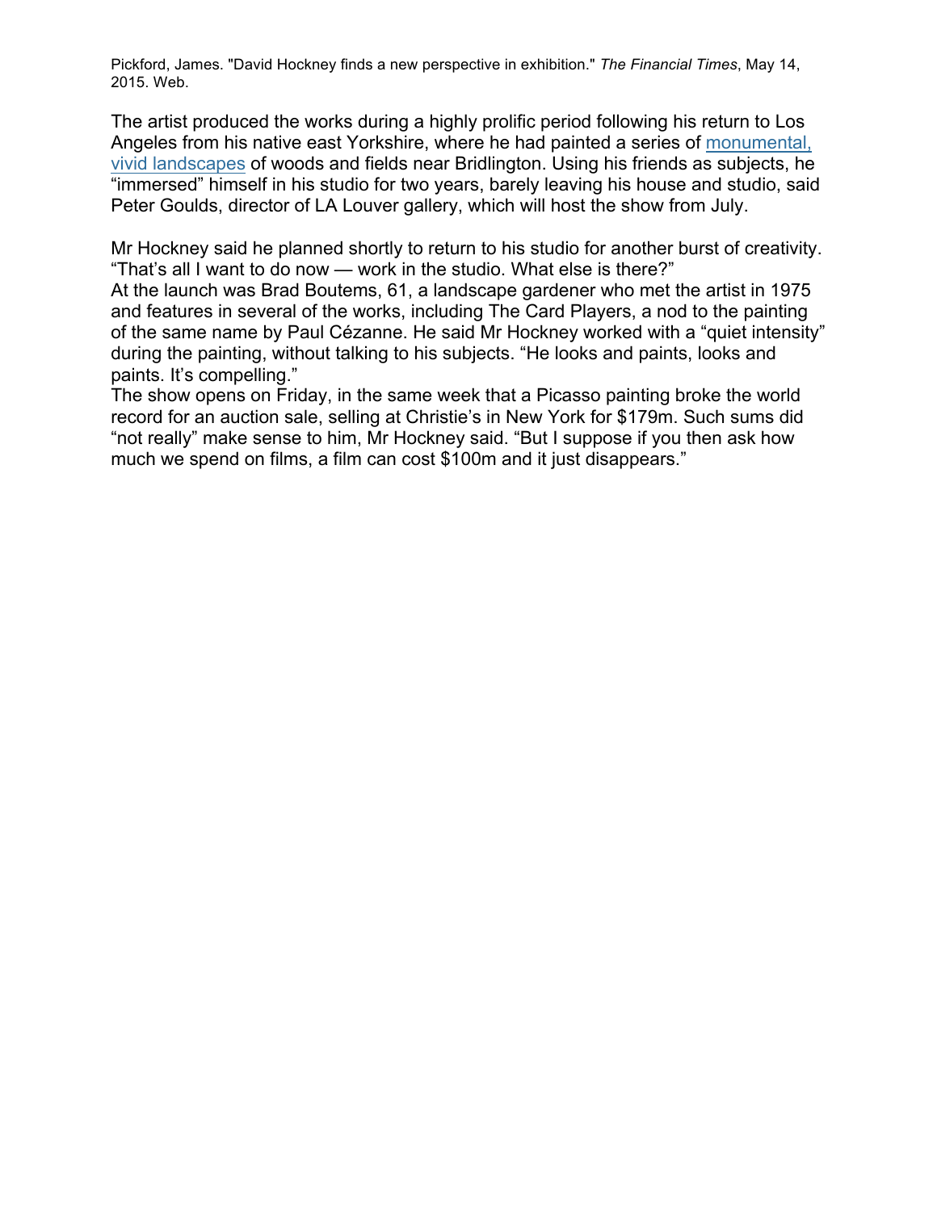The artist produced the works during a highly prolific period following his return to Los Angeles from his native east Yorkshire, where he had painted a series of monumental, vivid landscapes of woods and fields near Bridlington. Using his friends as subjects, he "immersed" himself in his studio for two years, barely leaving his house and studio, said Peter Goulds, director of LA Louver gallery, which will host the show from July.

Mr Hockney said he planned shortly to return to his studio for another burst of creativity. "That's all I want to do now — work in the studio. What else is there?"

At the launch was Brad Boutems, 61, a landscape gardener who met the artist in 1975 and features in several of the works, including The Card Players, a nod to the painting of the same name by Paul Cézanne. He said Mr Hockney worked with a "quiet intensity" during the painting, without talking to his subjects. "He looks and paints, looks and paints. It's compelling."

The show opens on Friday, in the same week that a Picasso painting broke the world record for an auction sale, selling at Christie's in New York for $179m. Such sums did "not really" make sense to him, Mr Hockney said. "But I suppose if you then ask how much we spend on films, a film can cost $100m and it just disappears."